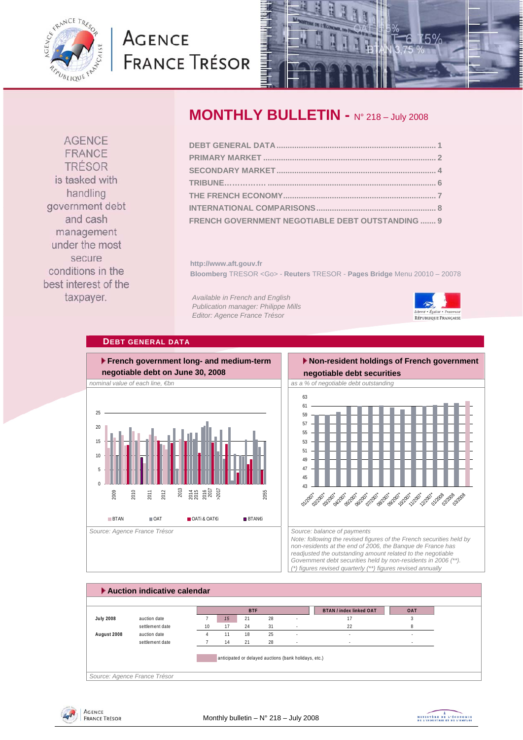# MONTHLY BULLETIN - N° 218 – July 2008

AGENCE FRANCE TRÉSOR is tasked with handling government debt and cash management under the most secure conditions in the best interest of the taxpayer.

- DEBT GENERAL DATA .......... 1
- PRIMARY MARKET .......... 2
- SECONDARY MARKET .......... 4
- TRIBUNE.......... 6
- THE FRENCH ECONOMY.......... 7
- INTERNATIONAL COMPARISONS.......... 8
- FRENCH GOVERNMENT NEGOTIABLE DEBT OUTSTANDING .......... 9

**http://www.aft.gouv.fr**
**Bloomberg** TRESOR <Go> - **Reuters** TRESOR - **Pages Bridge** Menu 20010 – 20078

*Available in French and English*
*Publication manager: Philippe Mills*
*Editor: Agence France Trésor*

## DEBT GENERAL DATA

### French government long- and medium-term negotiable debt on June 30, 2008

*nominal value of each line, €bn*

Legend: BTAN, OAT, OATi & OAT€i, BTAN€i

*Source: Agence France Trésor*

### Non-resident holdings of French government negotiable debt securities

*as a % of negotiable debt outstanding*

*Source: balance of payments*
*Note: following the revised figures of the French securities held by non-residents at the end of 2006, the Banque de France has readjusted the outstanding amount related to the negotiable Government debt securities held by non-residents in 2006 (\*\*).*
*(\*) figures revised quarterly (\*\*) figures revised annually*

### Auction indicative calendar

| | | BTF | | | | | BTAN / index linked OAT | OAT |
|---|---|---|---|---|---|---|---|---|
| **July 2008** | auction date | 7 | 15 | 21 | 28 | - | 17 | 3 |
| | settlement date | 10 | 17 | 24 | 31 | - | 22 | 8 |
| **August 2008** | auction date | 4 | 11 | 18 | 25 | - | - | - |
| | settlement date | 7 | 14 | 21 | 28 | - | - | - |

anticipated or delayed auctions (bank holidays, etc.)

*Source: Agence France Trésor*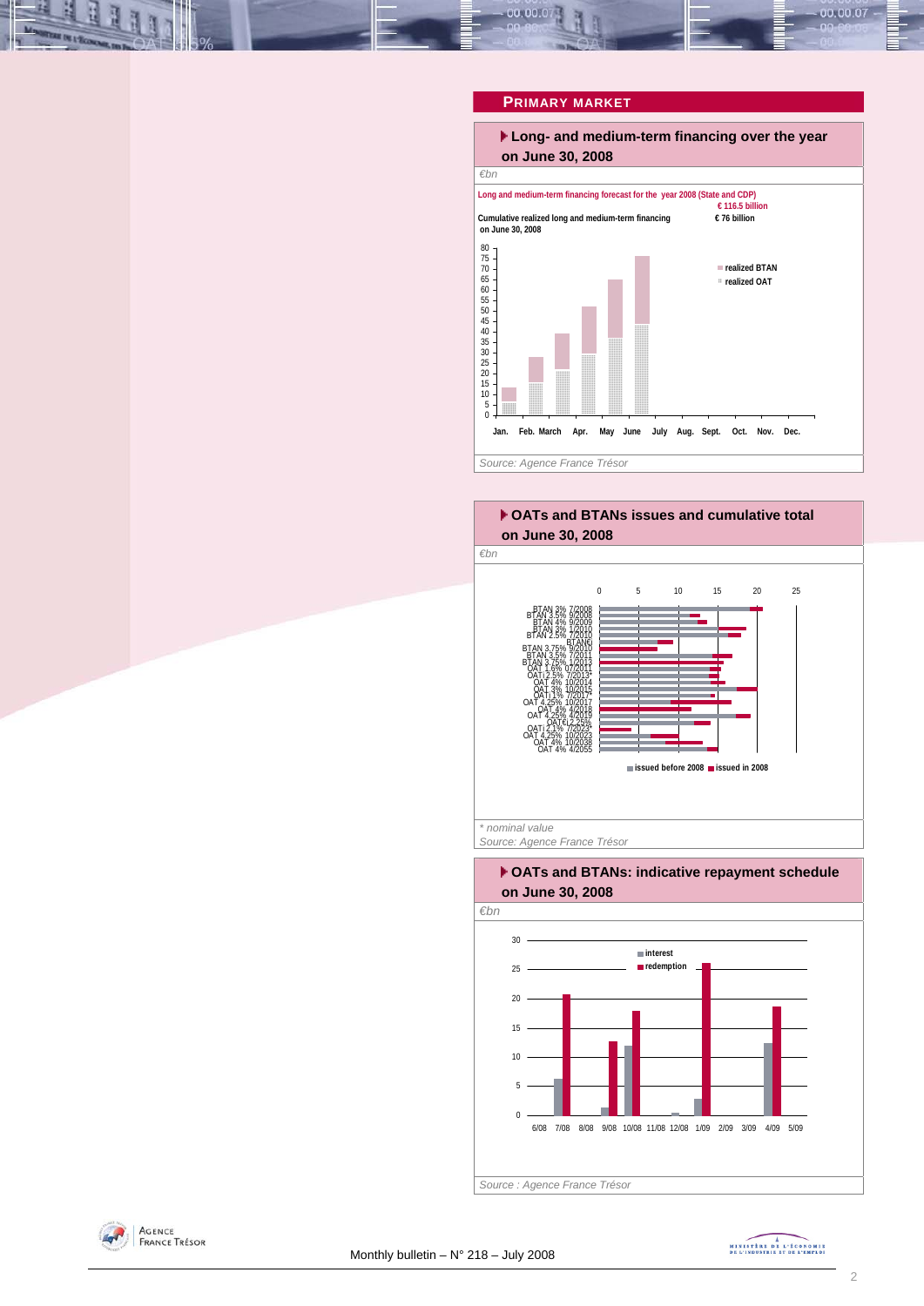## PRIMARY MARKET

### Long- and medium-term financing over the year on June 30, 2008

*€bn*

Long and medium-term financing forecast for the year 2008 (State and CDP) € 116.5 billion

Cumulative realized long and medium-term financing on June 30, 2008 € 76 billion

■ realized BTAN
■ realized OAT

Jan. Feb. March Apr. May June July Aug. Sept. Oct. Nov. Dec.

*Source: Agence France Trésor*

### OATs and BTANs issues and cumulative total on June 30, 2008

*€bn*

BTAN 3% 7/2008
BTAN 3.5% 9/2008
BTAN 4% 9/2009
BTAN 3% 1/2010
BTAN 2.5% 7/2010
BTAN€i
BTAN 3.75% 9/2010
BTAN 3.5% 7/2011
BTAN 3.75% 1/2013
OAT 1.6% 07/2011
OATi 2.5% 7/2013*
OAT 4% 10/2014
OAT 3% 10/2015
OATi 1% 7/2017*
OAT 4.25% 10/2017
OAT 4% 4/2018
OAT 4.25% 4/2019
OAT€i 2.25%
OATi 2.1% 7/2023*
OAT 4.25% 10/2023
OAT 4% 10/2038
OAT 4% 4/2055

■ issued before 2008 ■ issued in 2008

*\* nominal value*

*Source: Agence France Trésor*

### OATs and BTANs: indicative repayment schedule on June 30, 2008

*€bn*

■ interest
■ redemption

6/08 7/08 8/08 9/08 10/08 11/08 12/08 1/09 2/09 3/09 4/09 5/09

*Source : Agence France Trésor*

Monthly bulletin – N° 218 – July 2008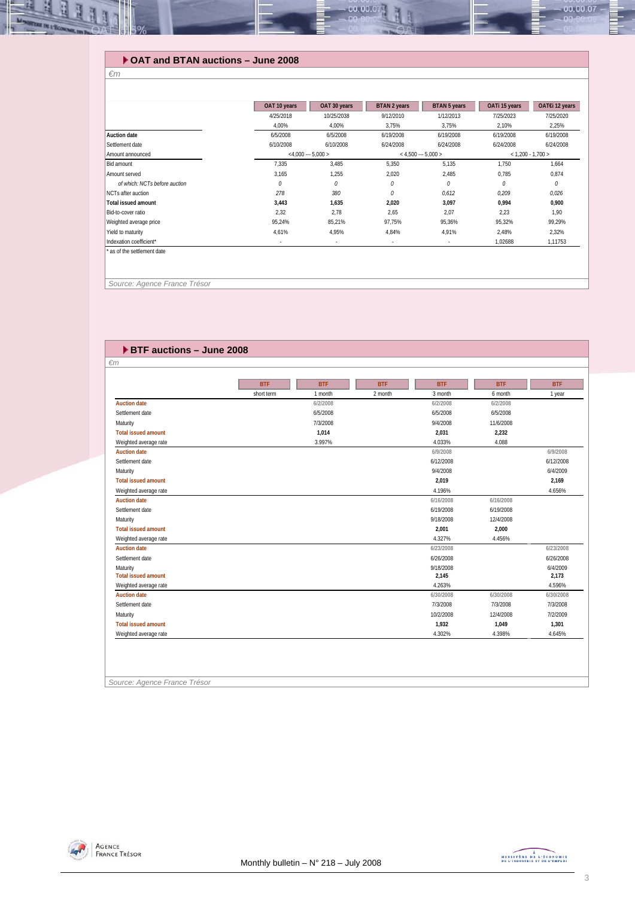## OAT and BTAN auctions – June 2008

*€m*

| | OAT 10 years | OAT 30 years | BTAN 2 years | BTAN 5 years | OATi 15 years | OAT€i 12 years |
|---|---|---|---|---|---|---|
| | 4/25/2018 | 10/25/2038 | 9/12/2010 | 1/12/2013 | 7/25/2023 | 7/25/2020 |
| | 4,00% | 4,00% | 3,75% | 3,75% | 2,10% | 2,25% |
| **Auction date** | 6/5/2008 | 6/5/2008 | 6/19/2008 | 6/19/2008 | 6/19/2008 | 6/19/2008 |
| Settlement date | 6/10/2008 | 6/10/2008 | 6/24/2008 | 6/24/2008 | 6/24/2008 | 6/24/2008 |
| Amount announced | <4,000 --- 5,000 > | | < 4,500 --- 5,000 > | | < 1,200 - 1,700 > | |
| Bid amount | 7,335 | 3,485 | 5,350 | 5,135 | 1,750 | 1,664 |
| Amount served | 3,165 | 1,255 | 2,020 | 2,485 | 0,785 | 0,874 |
| *of which: NCTs before auction* | *0* | *0* | *0* | *0* | *0* | *0* |
| NCTs after auction | *278* | *380* | *0* | *0,612* | *0,209* | *0,026* |
| **Total issued amount** | **3,443** | **1,635** | **2,020** | **3,097** | **0,994** | **0,900** |
| Bid-to-cover ratio | 2,32 | 2,78 | 2,65 | 2,07 | 2,23 | 1,90 |
| Weighted average price | 95,24% | 85,21% | 97,75% | 95,36% | 95,32% | 99,29% |
| Yield to maturity | 4,61% | 4,95% | 4,84% | 4,91% | 2,48% | 2,32% |
| Indexation coefficient* | - | - | - | - | 1,02688 | 1,11753 |

\* as of the settlement date

Source: Agence France Trésor

## BTF auctions – June 2008

*€m*

| | BTF short term | BTF 1 month | BTF 2 month | BTF 3 month | BTF 6 month | BTF 1 year |
|---|---|---|---|---|---|---|
| **Auction date** | | 6/2/2008 | | 6/2/2008 | 6/2/2008 | |
| Settlement date | | 6/5/2008 | | 6/5/2008 | 6/5/2008 | |
| Maturity | | 7/3/2008 | | 9/4/2008 | 11/6/2008 | |
| **Total issued amount** | | **1,014** | | **2,031** | **2,232** | |
| Weighted average rate | | 3.997% | | 4.033% | 4.088 | |
| **Auction date** | | | | 6/9/2008 | | 6/9/2008 |
| Settlement date | | | | 6/12/2008 | | 6/12/2008 |
| Maturity | | | | 9/4/2008 | | 6/4/2009 |
| **Total issued amount** | | | | **2,019** | | **2,169** |
| Weighted average rate | | | | 4.196% | | 4.656% |
| **Auction date** | | | | 6/16/2008 | 6/16/2008 | |
| Settlement date | | | | 6/19/2008 | 6/19/2008 | |
| Maturity | | | | 9/18/2008 | 12/4/2008 | |
| **Total issued amount** | | | | **2,001** | **2,000** | |
| Weighted average rate | | | | 4.327% | 4.456% | |
| **Auction date** | | | | 6/23/2008 | | 6/23/2008 |
| Settlement date | | | | 6/26/2008 | | 6/26/2008 |
| Maturity | | | | 9/18/2008 | | 6/4/2009 |
| **Total issued amount** | | | | **2,145** | | **2,173** |
| Weighted average rate | | | | 4.263% | | 4.596% |
| **Auction date** | | | | 6/30/2008 | 6/30/2008 | 6/30/2008 |
| Settlement date | | | | 7/3/2008 | 7/3/2008 | 7/3/2008 |
| Maturity | | | | 10/2/2008 | 12/4/2008 | 7/2/2009 |
| **Total issued amount** | | | | **1,932** | **1,049** | **1,301** |
| Weighted average rate | | | | 4.302% | 4.398% | 4.645% |

Source: Agence France Trésor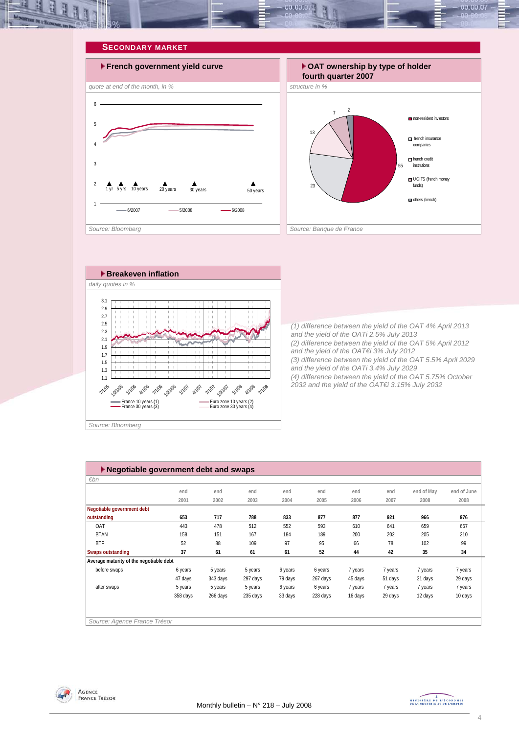## SECONDARY MARKET

### French government yield curve

*quote at end of the month, in %*

Source: Bloomberg

### OAT ownership by type of holder fourth quarter 2007

*structure in %*

Source: Banque de France

### Breakeven inflation

*daily quotes in %*

Source: Bloomberg

*(1) difference between the yield of the OAT 4% April 2013 and the yield of the OATi 2.5% July 2013*
*(2) difference between the yield of the OAT 5% April 2012 and the yield of the OAT€i 3% July 2012*
*(3) difference between the yield of the OAT 5.5% April 2029 and the yield of the OATi 3.4% July 2029*
*(4) difference between the yield of the OAT 5.75% October 2032 and the yield of the OAT€i 3.15% July 2032*

### Negotiable government debt and swaps

*€bn*

| | end 2001 | end 2002 | end 2003 | end 2004 | end 2005 | end 2006 | end 2007 | end of May 2008 | end of June 2008 |
|---|---|---|---|---|---|---|---|---|---|
| **Negotiable government debt outstanding** | **653** | **717** | **788** | **833** | **877** | **877** | **921** | **966** | **976** |
| OAT | 443 | 478 | 512 | 552 | 593 | 610 | 641 | 659 | 667 |
| BTAN | 158 | 151 | 167 | 184 | 189 | 200 | 202 | 205 | 210 |
| BTF | 52 | 88 | 109 | 97 | 95 | 66 | 78 | 102 | 99 |
| **Swaps outstanding** | **37** | **61** | **61** | **61** | **52** | **44** | **42** | **35** | **34** |
| **Average maturity of the negotiable debt** | | | | | | | | | |
| before swaps | 6 years 47 days | 5 years 343 days | 5 years 297 days | 6 years 79 days | 6 years 267 days | 7 years 45 days | 7 years 51 days | 7 years 31 days | 7 years 29 days |
| after swaps | 5 years 358 days | 5 years 266 days | 5 years 235 days | 6 years 33 days | 6 years 228 days | 7 years 16 days | 7 years 29 days | 7 years 12 days | 7 years 10 days |

Source: Agence France Trésor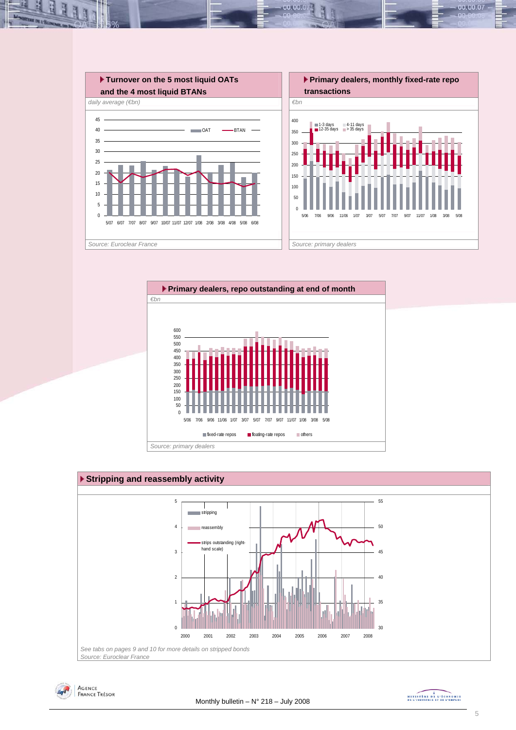## Turnover on the 5 most liquid OATs and the 4 most liquid BTANs

*daily average (€bn)*

*Source: Euroclear France*

## Primary dealers, monthly fixed-rate repo transactions

*€bn*

*Source: primary dealers*

## Primary dealers, repo outstanding at end of month

*€bn*

*Source: primary dealers*

## Stripping and reassembly activity

*See tabs on pages 9 and 10 for more details on stripped bonds*

*Source: Euroclear France*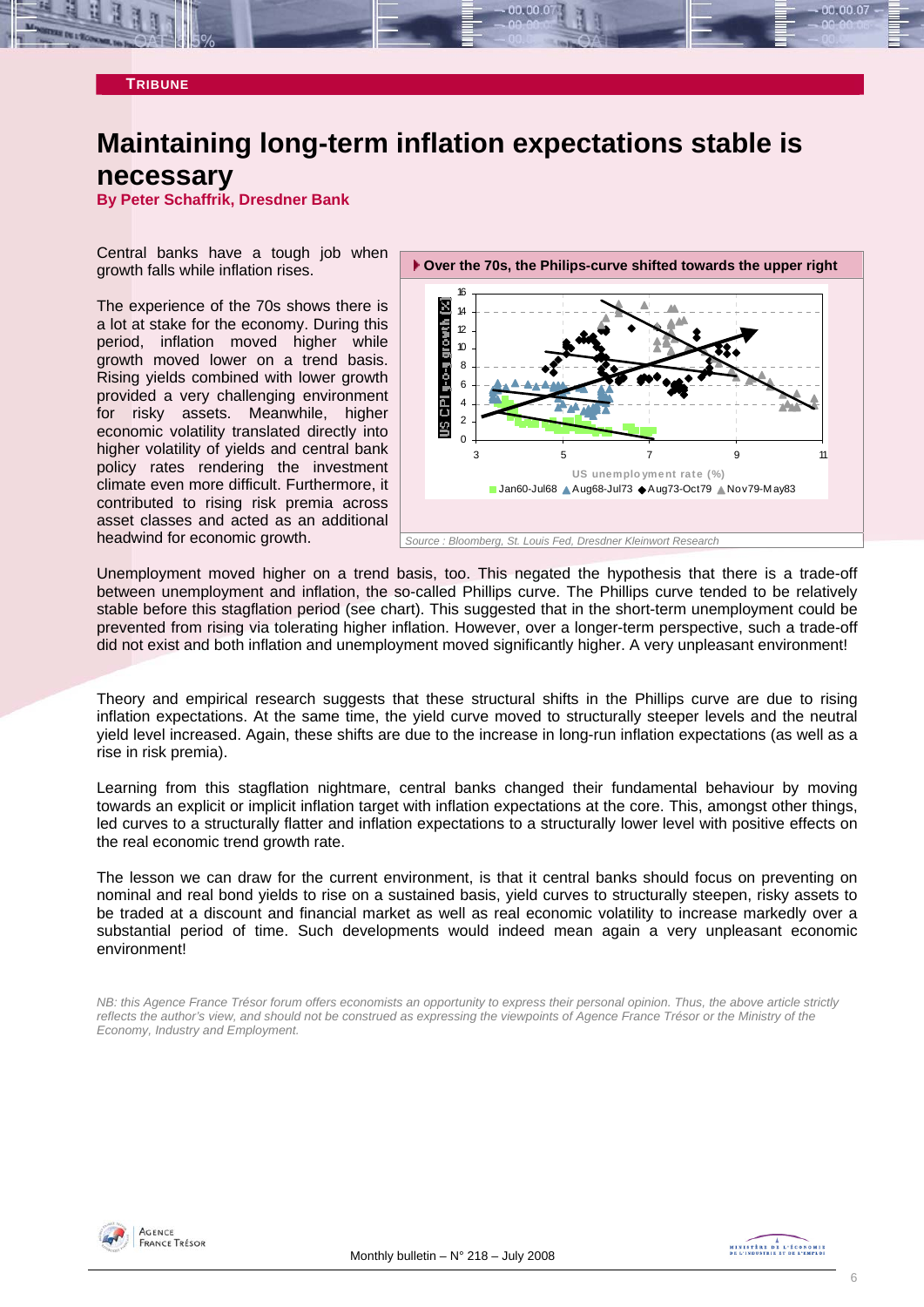TRIBUNE

# Maintaining long-term inflation expectations stable is necessary

**By Peter Schaffrik, Dresdner Bank**

Central banks have a tough job when growth falls while inflation rises.

The experience of the 70s shows there is a lot at stake for the economy. During this period, inflation moved higher while growth moved lower on a trend basis. Rising yields combined with lower growth provided a very challenging environment for risky assets. Meanwhile, higher economic volatility translated directly into higher volatility of yields and central bank policy rates rendering the investment climate even more difficult. Furthermore, it contributed to rising risk premia across asset classes and acted as an additional headwind for economic growth.

**Over the 70s, the Philips-curve shifted towards the upper right**

*Source : Bloomberg, St. Louis Fed, Dresdner Kleinwort Research*

Unemployment moved higher on a trend basis, too. This negated the hypothesis that there is a trade-off between unemployment and inflation, the so-called Phillips curve. The Phillips curve tended to be relatively stable before this stagflation period (see chart). This suggested that in the short-term unemployment could be prevented from rising via tolerating higher inflation. However, over a longer-term perspective, such a trade-off did not exist and both inflation and unemployment moved significantly higher. A very unpleasant environment!

Theory and empirical research suggests that these structural shifts in the Phillips curve are due to rising inflation expectations. At the same time, the yield curve moved to structurally steeper levels and the neutral yield level increased. Again, these shifts are due to the increase in long-run inflation expectations (as well as a rise in risk premia).

Learning from this stagflation nightmare, central banks changed their fundamental behaviour by moving towards an explicit or implicit inflation target with inflation expectations at the core. This, amongst other things, led curves to a structurally flatter and inflation expectations to a structurally lower level with positive effects on the real economic trend growth rate.

The lesson we can draw for the current environment, is that it central banks should focus on preventing on nominal and real bond yields to rise on a sustained basis, yield curves to structurally steepen, risky assets to be traded at a discount and financial market as well as real economic volatility to increase markedly over a substantial period of time. Such developments would indeed mean again a very unpleasant economic environment!

*NB: this Agence France Trésor forum offers economists an opportunity to express their personal opinion. Thus, the above article strictly reflects the author's view, and should not be construed as expressing the viewpoints of Agence France Trésor or the Ministry of the Economy, Industry and Employment.*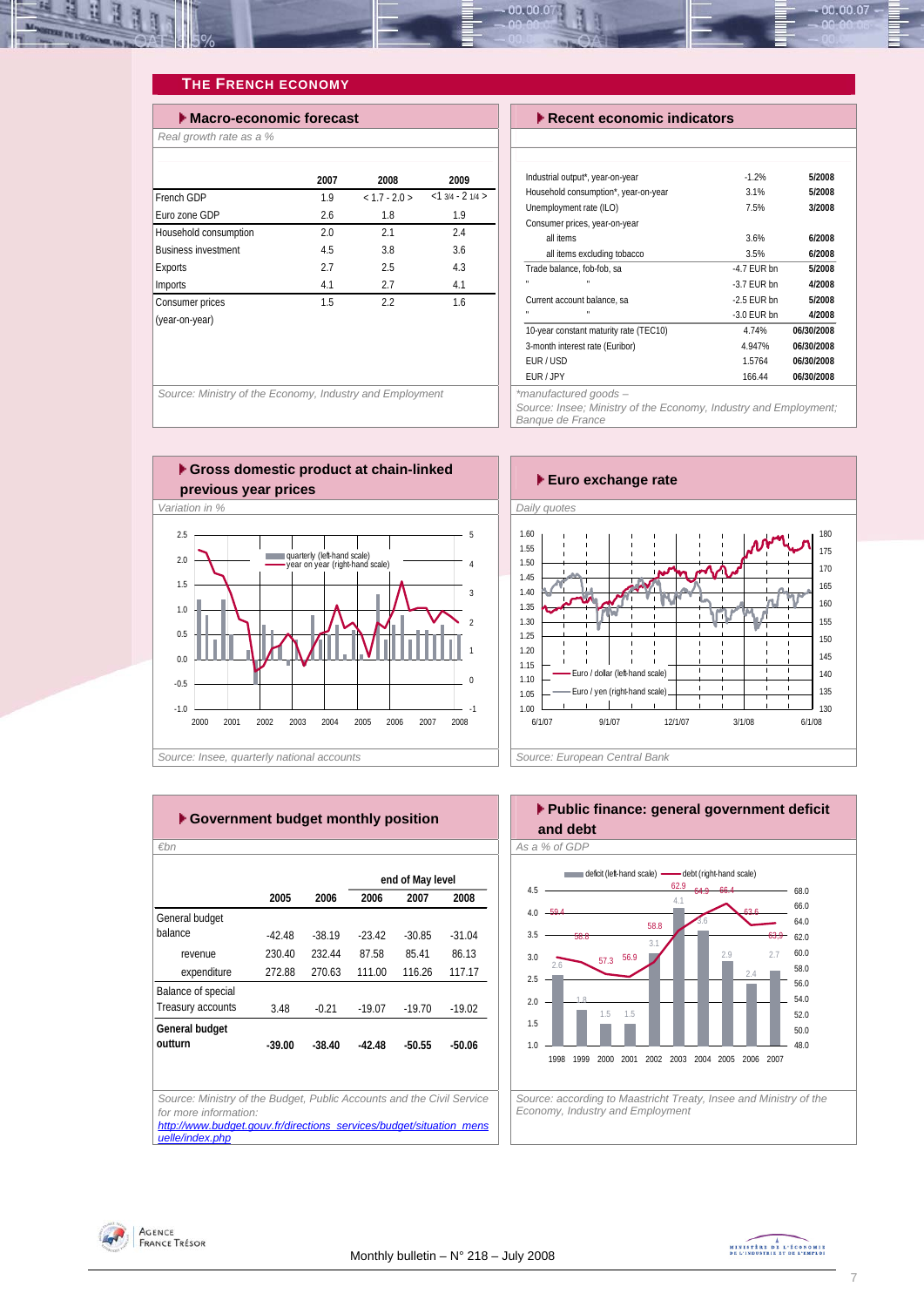# The French Economy

## Macro-economic forecast

*Real growth rate as a %*

| | 2007 | 2008 | 2009 |
|---|---|---|---|
| French GDP | 1.9 | < 1.7 - 2.0 > | <1 3/4 - 2 1/4 > |
| Euro zone GDP | 2.6 | 1.8 | 1.9 |
| Household consumption | 2.0 | 2.1 | 2.4 |
| Business investment | 4.5 | 3.8 | 3.6 |
| Exports | 2.7 | 2.5 | 4.3 |
| Imports | 4.1 | 2.7 | 4.1 |
| Consumer prices (year-on-year) | 1.5 | 2.2 | 1.6 |

*Source: Ministry of the Economy, Industry and Employment*

## Recent economic indicators

| | | |
|---|---|---|
| Industrial output*, year-on-year | -1.2% | 5/2008 |
| Household consumption*, year-on-year | 3.1% | 5/2008 |
| Unemployment rate (ILO) | 7.5% | 3/2008 |
| Consumer prices, year-on-year | | |
| all items | 3.6% | 6/2008 |
| all items excluding tobacco | 3.5% | 6/2008 |
| Trade balance, fob-fob, sa | -4.7 EUR bn | 5/2008 |
| " " | -3.7 EUR bn | 4/2008 |
| Current account balance, sa | -2.5 EUR bn | 5/2008 |
| " " | -3.0 EUR bn | 4/2008 |
| 10-year constant maturity rate (TEC10) | 4.74% | 06/30/2008 |
| 3-month interest rate (Euribor) | 4.947% | 06/30/2008 |
| EUR / USD | 1.5764 | 06/30/2008 |
| EUR / JPY | 166.44 | 06/30/2008 |

*\*manufactured goods – Source: Insee; Ministry of the Economy, Industry and Employment; Banque de France*

## Gross domestic product at chain-linked previous year prices

*Variation in %*

*Source: Insee, quarterly national accounts*

## Euro exchange rate

*Daily quotes*

*Source: European Central Bank*

## Government budget monthly position

*€bn*

| | 2005 | 2006 | end of May level 2006 | 2007 | 2008 |
|---|---|---|---|---|---|
| General budget balance | -42.48 | -38.19 | -23.42 | -30.85 | -31.04 |
| revenue | 230.40 | 232.44 | 87.58 | 85.41 | 86.13 |
| expenditure | 272.88 | 270.63 | 111.00 | 116.26 | 117.17 |
| Balance of special Treasury accounts | 3.48 | -0.21 | -19.07 | -19.70 | -19.02 |
| **General budget outturn** | **-39.00** | **-38.40** | **-42.48** | **-50.55** | **-50.06** |

*Source: Ministry of the Budget, Public Accounts and the Civil Service for more information: [http://www.budget.gouv.fr/directions_services/budget/situation_mensuelle/index.php](http://www.budget.gouv.fr/directions_services/budget/situation_mensuelle/index.php)*

## Public finance: general government deficit and debt

*As a % of GDP*

| | 1998 | 1999 | 2000 | 2001 | 2002 | 2003 | 2004 | 2005 | 2006 | 2007 |
|---|---|---|---|---|---|---|---|---|---|---|
| deficit (left-hand scale) | 2.6 | 1.8 | 1.5 | 1.5 | 3.1 | 4.1 | 3.6 | 2.9 | 2.4 | 2.7 |
| debt (right-hand scale) | 59.4 | 58.8 | 57.3 | 56.9 | 58.8 | 62.9 | 64.9 | 66.4 | 63.6 | 63.9 |

*Source: according to Maastricht Treaty, Insee and Ministry of the Economy, Industry and Employment*

Monthly bulletin – N° 218 – July 2008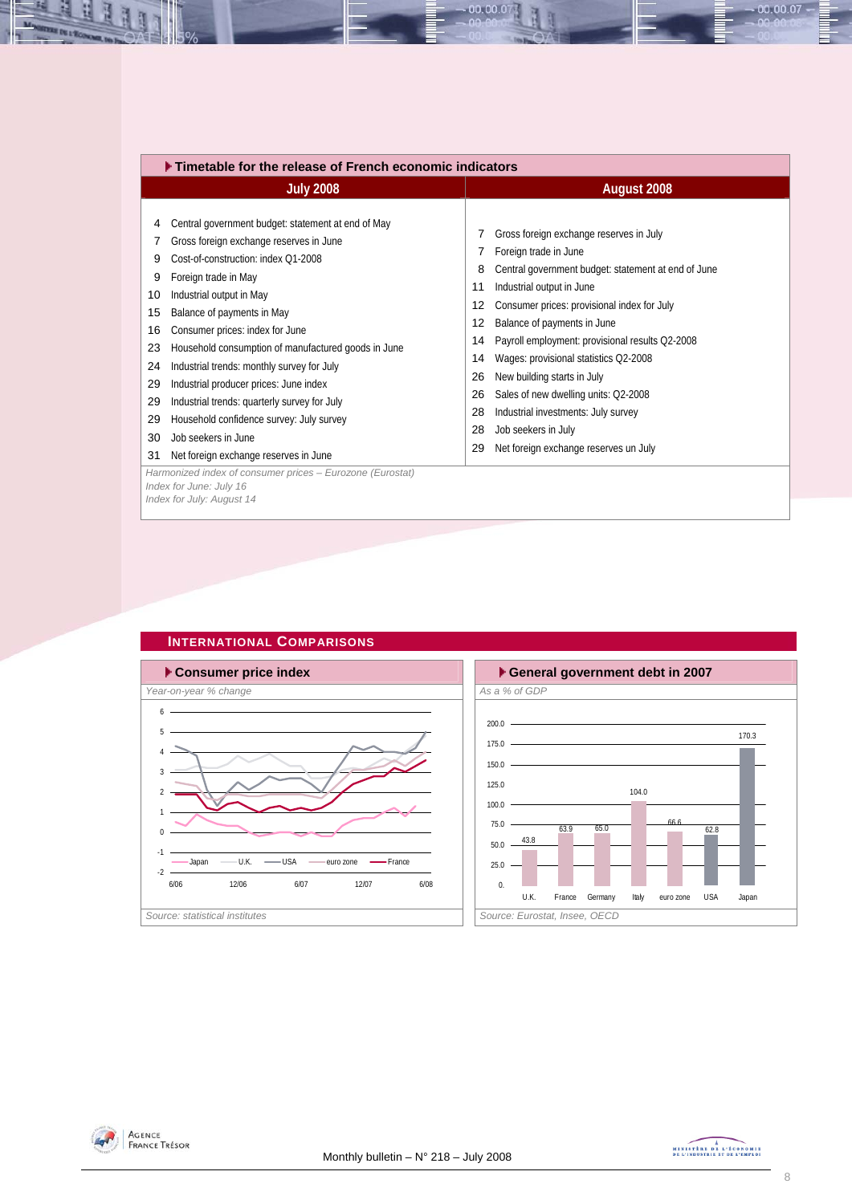## Timetable for the release of French economic indicators

| July 2008 | | August 2008 | |
|---|---|---|---|
| 4 | Central government budget: statement at end of May | 7 | Gross foreign exchange reserves in July |
| 7 | Gross foreign exchange reserves in June | 7 | Foreign trade in June |
| 9 | Cost-of-construction: index Q1-2008 | 8 | Central government budget: statement at end of June |
| 9 | Foreign trade in May | 11 | Industrial output in June |
| 10 | Industrial output in May | 12 | Consumer prices: provisional index for July |
| 15 | Balance of payments in May | 12 | Balance of payments in June |
| 16 | Consumer prices: index for June | 14 | Payroll employment: provisional results Q2-2008 |
| 23 | Household consumption of manufactured goods in June | 14 | Wages: provisional statistics Q2-2008 |
| 24 | Industrial trends: monthly survey for July | 26 | New building starts in July |
| 29 | Industrial producer prices: June index | 26 | Sales of new dwelling units: Q2-2008 |
| 29 | Industrial trends: quarterly survey for July | 28 | Industrial investments: July survey |
| 29 | Household confidence survey: July survey | 28 | Job seekers in July |
| 30 | Job seekers in June | 29 | Net foreign exchange reserves un July |
| 31 | Net foreign exchange reserves in June | | |

*Harmonized index of consumer prices – Eurozone (Eurostat)*
*Index for June: July 16*
*Index for July: August 14*

## International Comparisons

### Consumer price index

*Year-on-year % change*

Legend: Japan, U.K., USA, euro zone, France (6/06 – 6/08)

*Source: statistical institutes*

### General government debt in 2007

*As a % of GDP*

| U.K. | France | Germany | Italy | euro zone | USA | Japan |
|---|---|---|---|---|---|---|
| 43.8 | 63.9 | 65.0 | 104.0 | 66.6 | 62.8 | 170.3 |

*Source: Eurostat, Insee, OECD*

Monthly bulletin – N° 218 – July 2008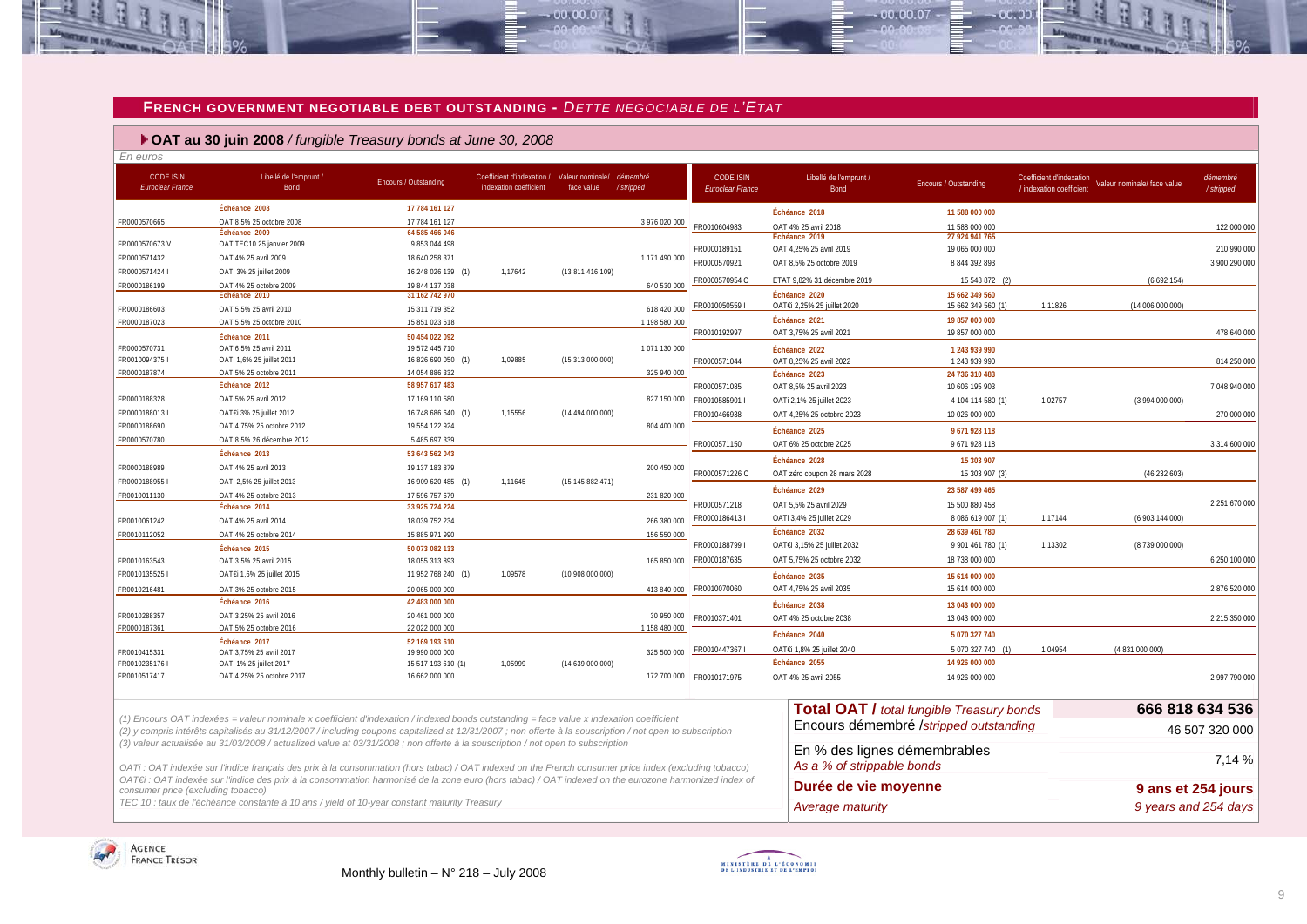## FRENCH GOVERNMENT NEGOTIABLE DEBT OUTSTANDING - *DETTE NEGOCIABLE DE L'ETAT*

### OAT au 30 juin 2008 / *fungible Treasury bonds at June 30, 2008*

*En euros*

| CODE ISIN *Euroclear France* | Libellé de l'emprunt / Bond | Encours / Outstanding | Coefficient d'indexation / indexation coefficient | Valeur nominale/ face value | démembré / stripped |
|---|---|---|---|---|---|
| | **Échéance 2008** | **17 784 161 127** | | | |
| FR0000570665 | OAT 8,5% 25 octobre 2008 | 17 784 161 127 | | | 3 976 020 000 |
| | **Échéance 2009** | **64 585 466 046** | | | |
| FR0000570673 V | OAT TEC10 25 janvier 2009 | 9 853 044 498 | | | |
| FR0000571432 | OAT 4% 25 avril 2009 | 18 640 258 371 | | | 1 171 490 000 |
| FR0000571424 I | OATi 3% 25 juillet 2009 | 16 248 026 139 (1) | 1,17642 | (13 811 416 109) | |
| FR0000186199 | OAT 4% 25 octobre 2009 | 19 844 137 038 | | | 640 530 000 |
| | **Échéance 2010** | **31 162 742 970** | | | |
| FR0000186603 | OAT 5,5% 25 avril 2010 | 15 311 719 352 | | | 618 420 000 |
| FR0000187023 | OAT 5,5% 25 octobre 2010 | 15 851 023 618 | | | 1 198 580 000 |
| | **Échéance 2011** | **50 454 022 092** | | | |
| FR0000570731 | OAT 6,5% 25 avril 2011 | 19 572 445 710 | | | 1 071 130 000 |
| FR0010094375 I | OATi 1,6% 25 juillet 2011 | 16 826 690 050 (1) | 1,09885 | (15 313 000 000) | |
| FR0000187874 | OAT 5% 25 octobre 2011 | 14 054 886 332 | | | 325 940 000 |
| | **Échéance 2012** | **58 957 617 483** | | | |
| FR0000188328 | OAT 5% 25 avril 2012 | 17 169 110 580 | | | 827 150 000 |
| FR0000188013 I | OAT€i 3% 25 juillet 2012 | 16 748 686 640 (1) | 1,15556 | (14 494 000 000) | |
| FR0000188690 | OAT 4,75% 25 octobre 2012 | 19 554 122 924 | | | 804 400 000 |
| FR0000570780 | OAT 8,5% 26 décembre 2012 | 5 485 697 339 | | | |
| | **Échéance 2013** | **53 643 562 043** | | | |
| FR0000188989 | OAT 4% 25 avril 2013 | 19 137 183 879 | | | 200 450 000 |
| FR0000188955 I | OATi 2,5% 25 juillet 2013 | 16 909 620 485 (1) | 1,11645 | (15 145 882 471) | |
| FR0010011130 | OAT 4% 25 octobre 2013 | 17 596 757 679 | | | 231 820 000 |
| | **Échéance 2014** | **33 925 724 224** | | | |
| FR0010061242 | OAT 4% 25 avril 2014 | 18 039 752 234 | | | 266 380 000 |
| FR0010112052 | OAT 4% 25 octobre 2014 | 15 885 971 990 | | | 156 550 000 |
| | **Échéance 2015** | **50 073 082 133** | | | |
| FR0010163543 | OAT 3,5% 25 avril 2015 | 18 055 313 893 | | | 165 850 000 |
| FR0010135525 I | OAT€i 1,6% 25 juillet 2015 | 11 952 768 240 (1) | 1,09578 | (10 908 000 000) | |
| FR0010216481 | OAT 3% 25 octobre 2015 | 20 065 000 000 | | | 413 840 000 |
| | **Échéance 2016** | **42 483 000 000** | | | |
| FR0010288357 | OAT 3,25% 25 avril 2016 | 20 461 000 000 | | | 30 950 000 |
| FR0000187361 | OAT 5% 25 octobre 2016 | 22 022 000 000 | | | 1 158 480 000 |
| | **Échéance 2017** | **52 169 193 610** | | | |
| FR0010415331 | OAT 3,75% 25 avril 2017 | 19 990 000 000 | | | 325 500 000 |
| FR0010235176 I | OATi 1% 25 juillet 2017 | 15 517 193 610 (1) | 1,05999 | (14 639 000 000) | |
| FR0010517417 | OAT 4,25% 25 octobre 2017 | 16 662 000 000 | | | 172 700 000 |
| | **Échéance 2018** | **11 588 000 000** | | | |
| FR0010604983 | OAT 4% 25 avril 2018 | 11 588 000 000 | | | 122 000 000 |
| | **Échéance 2019** | **27 924 941 765** | | | |
| FR0000189151 | OAT 4,25% 25 avril 2019 | 19 065 000 000 | | | 210 990 000 |
| FR0000570921 | OAT 8,5% 25 octobre 2019 | 8 844 392 893 | | | 3 900 290 000 |
| FR0000570954 C | ETAT 9,82% 31 décembre 2019 | 15 548 872 (2) | | (6 692 154) | |
| | **Échéance 2020** | **15 662 349 560** | | | |
| FR0010050559 I | OAT€i 2,25% 25 juillet 2020 | 15 662 349 560 (1) | 1,11826 | (14 006 000 000) | |
| | **Échéance 2021** | **19 857 000 000** | | | |
| FR0010192997 | OAT 3,75% 25 avril 2021 | 19 857 000 000 | | | 478 640 000 |
| | **Échéance 2022** | **1 243 939 990** | | | |
| FR0000571044 | OAT 8,25% 25 avril 2022 | 1 243 939 990 | | | 814 250 000 |
| | **Échéance 2023** | **24 736 310 483** | | | |
| FR0000571085 | OAT 8,5% 25 avril 2023 | 10 606 195 903 | | | 7 048 940 000 |
| FR0010585901 I | OATi 2,1% 25 juillet 2023 | 4 104 114 580 (1) | 1,02757 | (3 994 000 000) | |
| FR0010466938 | OAT 4,25% 25 octobre 2023 | 10 026 000 000 | | | 270 000 000 |
| | **Échéance 2025** | **9 671 928 118** | | | |
| FR0000571150 | OAT 6% 25 octobre 2025 | 9 671 928 118 | | | 3 314 600 000 |
| | **Échéance 2028** | **15 303 907** | | | |
| FR0000571226 C | OAT zéro coupon 28 mars 2028 | 15 303 907 (3) | | (46 232 603) | |
| | **Échéance 2029** | **23 587 499 465** | | | |
| FR0000571218 | OAT 5,5% 25 avril 2029 | 15 500 880 458 | | | 2 251 670 000 |
| FR0000186413 I | OATi 3,4% 25 juillet 2029 | 8 086 619 007 (1) | 1,17144 | (6 903 144 000) | |
| | **Échéance 2032** | **28 639 461 780** | | | |
| FR0000188799 I | OAT€i 3,15% 25 juillet 2032 | 9 901 461 780 (1) | 1,13302 | (8 739 000 000) | |
| FR0000187635 | OAT 5,75% 25 octobre 2032 | 18 738 000 000 | | | 6 250 100 000 |
| | **Échéance 2035** | **15 614 000 000** | | | |
| FR0010070060 | OAT 4,75% 25 avril 2035 | 15 614 000 000 | | | 2 876 520 000 |
| | **Échéance 2038** | **13 043 000 000** | | | |
| FR0010371401 | OAT 4% 25 octobre 2038 | 13 043 000 000 | | | 2 215 350 000 |
| | **Échéance 2040** | **5 070 327 740** | | | |
| FR0010447367 I | OAT€i 1,8% 25 juillet 2040 | 5 070 327 740 (1) | 1,04954 | (4 831 000 000) | |
| | **Échéance 2055** | **14 926 000 000** | | | |
| FR0010171975 | OAT 4% 25 avril 2055 | 14 926 000 000 | | | 2 997 790 000 |

| | |
|---|---|
| **Total OAT /** *total fungible Treasury bonds* | **666 818 634 536** |
| Encours démembré /*stripped outstanding* | 46 507 320 000 |
| En % des lignes démembrables *As a % of strippable bonds* | 7,14 % |
| **Durée de vie moyenne** *Average maturity* | **9 ans et 254 jours** *9 years and 254 days* |

*(1) Encours OAT indexées = valeur nominale x coefficient d'indexation / indexed bonds outstanding = face value x indexation coefficient*
*(2) y compris intérêts capitalisés au 31/12/2007 / including coupons capitalized at 12/31/2007 ; non offerte à la souscription / not open to subscription*
*(3) valeur actualisée au 31/03/2008 / actualized value at 03/31/2008 ; non offerte à la souscription / not open to subscription*

*OATi : OAT indexée sur l'indice français des prix à la consommation (hors tabac) / OAT indexed on the French consumer price index (excluding tobacco)*
*OAT€i : OAT indexée sur l'indice des prix à la consommation harmonisé de la zone euro (hors tabac) / OAT indexed on the eurozone harmonized index of consumer price (excluding tobacco)*
*TEC 10 : taux de l'échéance constante à 10 ans / yield of 10-year constant maturity Treasury*

Monthly bulletin – N° 218 – July 2008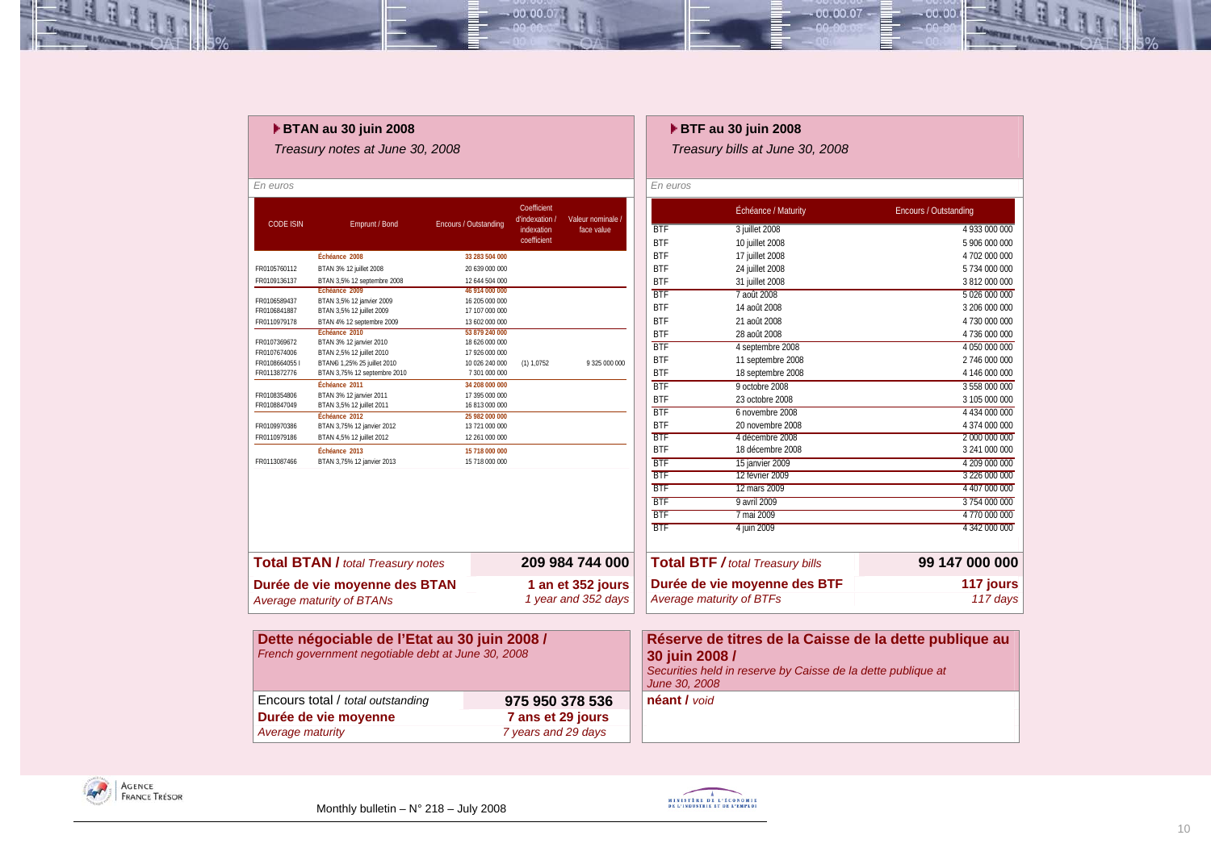## BTAN au 30 juin 2008

*Treasury notes at June 30, 2008*

*En euros*

| CODE ISIN | Emprunt / Bond | Encours / Outstanding | Coefficient d'indexation / indexation coefficient | Valeur nominale / face value |
|---|---|---|---|---|
| | **Échéance 2008** | **33 283 504 000** | | |
| FR0105760112 | BTAN 3% 12 juillet 2008 | 20 639 000 000 | | |
| FR0109136137 | BTAN 3,5% 12 septembre 2008 | 12 644 504 000 | | |
| | **Échéance 2009** | **46 914 000 000** | | |
| FR0106589437 | BTAN 3,5% 12 janvier 2009 | 16 205 000 000 | | |
| FR0106841887 | BTAN 3,5% 12 juillet 2009 | 17 107 000 000 | | |
| FR0110979178 | BTAN 4% 12 septembre 2009 | 13 602 000 000 | | |
| | **Échéance 2010** | **53 879 240 000** | | |
| FR0107369672 | BTAN 3% 12 janvier 2010 | 18 626 000 000 | | |
| FR0107674006 | BTAN 2,5% 12 juillet 2010 | 17 926 000 000 | | |
| FR0108664055 I | BTAN€i 1,25% 25 juillet 2010 | 10 026 240 000 | (1) 1,0752 | 9 325 000 000 |
| FR0113872776 | BTAN 3,75% 12 septembre 2010 | 7 301 000 000 | | |
| | **Échéance 2011** | **34 208 000 000** | | |
| FR0108354806 | BTAN 3% 12 janvier 2011 | 17 395 000 000 | | |
| FR0108847049 | BTAN 3,5% 12 juillet 2011 | 16 813 000 000 | | |
| | **Échéance 2012** | **25 982 000 000** | | |
| FR0109970386 | BTAN 3,75% 12 janvier 2012 | 13 721 000 000 | | |
| FR0110979186 | BTAN 4,5% 12 juillet 2012 | 12 261 000 000 | | |
| | **Échéance 2013** | **15 718 000 000** | | |
| FR0113087466 | BTAN 3,75% 12 janvier 2013 | 15 718 000 000 | | |

**Total BTAN /** *total Treasury notes* **209 984 744 000**

**Durée de vie moyenne des BTAN** **1 an et 352 jours**
*Average maturity of BTANs* *1 year and 352 days*

## BTF au 30 juin 2008

*Treasury bills at June 30, 2008*

*En euros*

| | Échéance / Maturity | Encours / Outstanding |
|---|---|---|
| BTF | 3 juillet 2008 | 4 933 000 000 |
| BTF | 10 juillet 2008 | 5 906 000 000 |
| BTF | 17 juillet 2008 | 4 702 000 000 |
| BTF | 24 juillet 2008 | 5 734 000 000 |
| BTF | 31 juillet 2008 | 3 812 000 000 |
| BTF | 7 août 2008 | 5 026 000 000 |
| BTF | 14 août 2008 | 3 206 000 000 |
| BTF | 21 août 2008 | 4 730 000 000 |
| BTF | 28 août 2008 | 4 736 000 000 |
| BTF | 4 septembre 2008 | 4 050 000 000 |
| BTF | 11 septembre 2008 | 2 746 000 000 |
| BTF | 18 septembre 2008 | 4 146 000 000 |
| BTF | 9 octobre 2008 | 3 558 000 000 |
| BTF | 23 octobre 2008 | 3 105 000 000 |
| BTF | 6 novembre 2008 | 4 434 000 000 |
| BTF | 20 novembre 2008 | 4 374 000 000 |
| BTF | 4 décembre 2008 | 2 000 000 000 |
| BTF | 18 décembre 2008 | 3 241 000 000 |
| BTF | 15 janvier 2009 | 4 209 000 000 |
| BTF | 12 février 2009 | 3 226 000 000 |
| BTF | 12 mars 2009 | 4 407 000 000 |
| BTF | 9 avril 2009 | 3 754 000 000 |
| BTF | 7 mai 2009 | 4 770 000 000 |
| BTF | 4 juin 2009 | 4 342 000 000 |

**Total BTF /** *total Treasury bills* **99 147 000 000**

**Durée de vie moyenne des BTF** **117 jours**
*Average maturity of BTFs* *117 days*

## Dette négociable de l'Etat au 30 juin 2008 /

*French government negotiable debt at June 30, 2008*

| | |
|---|---|
| Encours total / *total outstanding* | **975 950 378 536** |
| **Durée de vie moyenne** | **7 ans et 29 jours** |
| *Average maturity* | *7 years and 29 days* |

## Réserve de titres de la Caisse de la dette publique au 30 juin 2008 /

*Securities held in reserve by Caisse de la dette publique at June 30, 2008*

**néant /** *void*

Monthly bulletin – N° 218 – July 2008